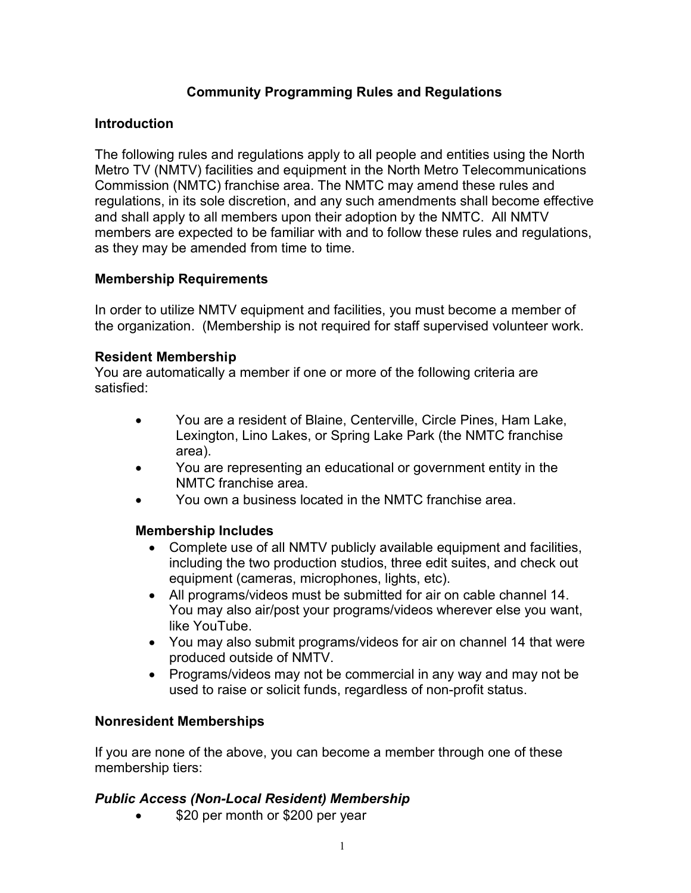# Community Programming Rules and Regulations

## Introduction

The following rules and regulations apply to all people and entities using the North Metro TV (NMTV) facilities and equipment in the North Metro Telecommunications Commission (NMTC) franchise area. The NMTC may amend these rules and regulations, in its sole discretion, and any such amendments shall become effective and shall apply to all members upon their adoption by the NMTC. All NMTV members are expected to be familiar with and to follow these rules and regulations, as they may be amended from time to time.

## Membership Requirements

In order to utilize NMTV equipment and facilities, you must become a member of the organization. (Membership is not required for staff supervised volunteer work.

### Resident Membership

You are automatically a member if one or more of the following criteria are satisfied:

- You are a resident of Blaine, Centerville, Circle Pines, Ham Lake, Lexington, Lino Lakes, or Spring Lake Park (the NMTC franchise area).
- You are representing an educational or government entity in the NMTC franchise area.
- You own a business located in the NMTC franchise area.

#### Membership Includes

- Complete use of all NMTV publicly available equipment and facilities, including the two production studios, three edit suites, and check out equipment (cameras, microphones, lights, etc).
- All programs/videos must be submitted for air on cable channel 14. You may also air/post your programs/videos wherever else you want, like YouTube.
- You may also submit programs/videos for air on channel 14 that were produced outside of NMTV.
- Programs/videos may not be commercial in any way and may not be used to raise or solicit funds, regardless of non-profit status.

### Nonresident Memberships

If you are none of the above, you can become a member through one of these membership tiers:

#### *Public Access (Non-Local Resident) Membership*

- $20 per month or $200 per year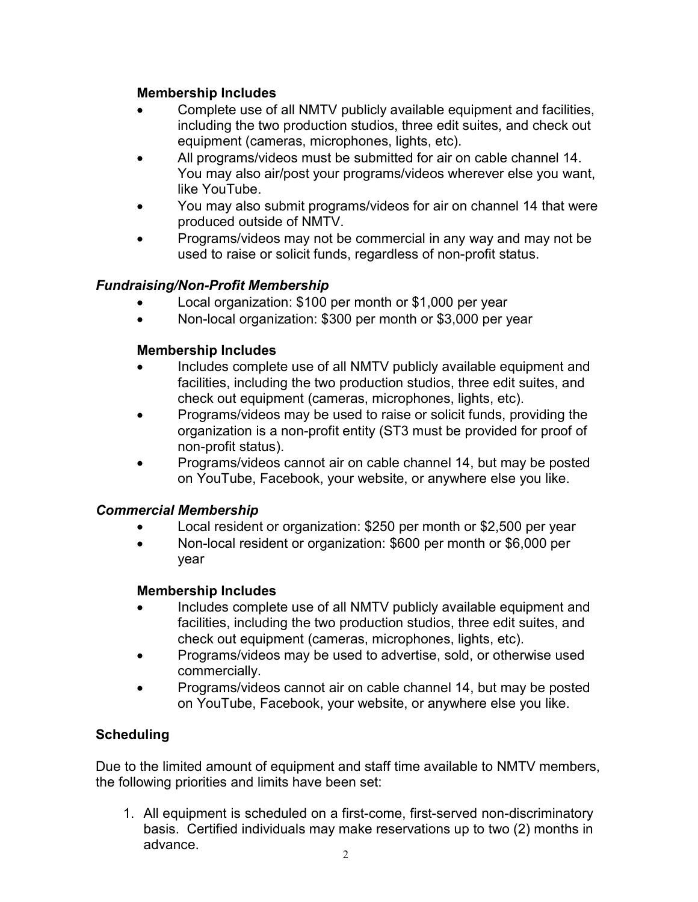**Membership Includes**

- Complete use of all NMTV publicly available equipment and facilities, including the two production studios, three edit suites, and check out equipment (cameras, microphones, lights, etc).
- All programs/videos must be submitted for air on cable channel 14. You may also air/post your programs/videos wherever else you want, like YouTube.
- You may also submit programs/videos for air on channel 14 that were produced outside of NMTV.
- Programs/videos may not be commercial in any way and may not be used to raise or solicit funds, regardless of non-profit status.

***Fundraising/Non-Profit Membership***

- Local organization: $100 per month or $1,000 per year
- Non-local organization: $300 per month or $3,000 per year

**Membership Includes**

- Includes complete use of all NMTV publicly available equipment and facilities, including the two production studios, three edit suites, and check out equipment (cameras, microphones, lights, etc).
- Programs/videos may be used to raise or solicit funds, providing the organization is a non-profit entity (ST3 must be provided for proof of non-profit status).
- Programs/videos cannot air on cable channel 14, but may be posted on YouTube, Facebook, your website, or anywhere else you like.

***Commercial Membership***

- Local resident or organization: $250 per month or $2,500 per year
- Non-local resident or organization: $600 per month or $6,000 per year

**Membership Includes**

- Includes complete use of all NMTV publicly available equipment and facilities, including the two production studios, three edit suites, and check out equipment (cameras, microphones, lights, etc).
- Programs/videos may be used to advertise, sold, or otherwise used commercially.
- Programs/videos cannot air on cable channel 14, but may be posted on YouTube, Facebook, your website, or anywhere else you like.

**Scheduling**

Due to the limited amount of equipment and staff time available to NMTV members, the following priorities and limits have been set:

1. All equipment is scheduled on a first-come, first-served non-discriminatory basis. Certified individuals may make reservations up to two (2) months in advance.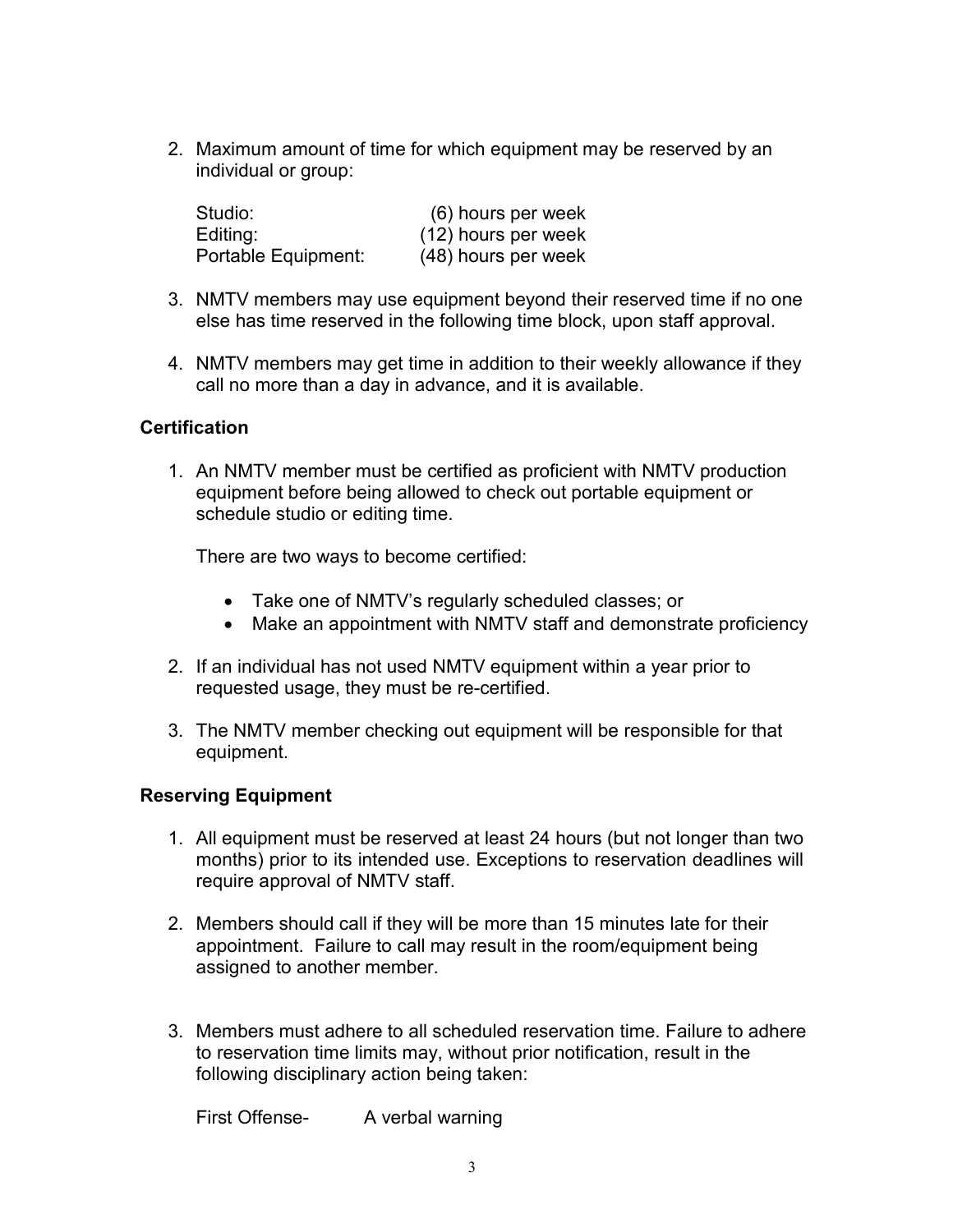2. Maximum amount of time for which equipment may be reserved by an individual or group:

   | | |
   |---|---|
   | Studio: | (6) hours per week |
   | Editing: | (12) hours per week |
   | Portable Equipment: | (48) hours per week |

3. NMTV members may use equipment beyond their reserved time if no one else has time reserved in the following time block, upon staff approval.

4. NMTV members may get time in addition to their weekly allowance if they call no more than a day in advance, and it is available.

**Certification**

1. An NMTV member must be certified as proficient with NMTV production equipment before being allowed to check out portable equipment or schedule studio or editing time.

   There are two ways to become certified:

   - Take one of NMTV's regularly scheduled classes; or
   - Make an appointment with NMTV staff and demonstrate proficiency

2. If an individual has not used NMTV equipment within a year prior to requested usage, they must be re-certified.

3. The NMTV member checking out equipment will be responsible for that equipment.

**Reserving Equipment**

1. All equipment must be reserved at least 24 hours (but not longer than two months) prior to its intended use. Exceptions to reservation deadlines will require approval of NMTV staff.

2. Members should call if they will be more than 15 minutes late for their appointment. Failure to call may result in the room/equipment being assigned to another member.

3. Members must adhere to all scheduled reservation time. Failure to adhere to reservation time limits may, without prior notification, result in the following disciplinary action being taken:

   First Offense- A verbal warning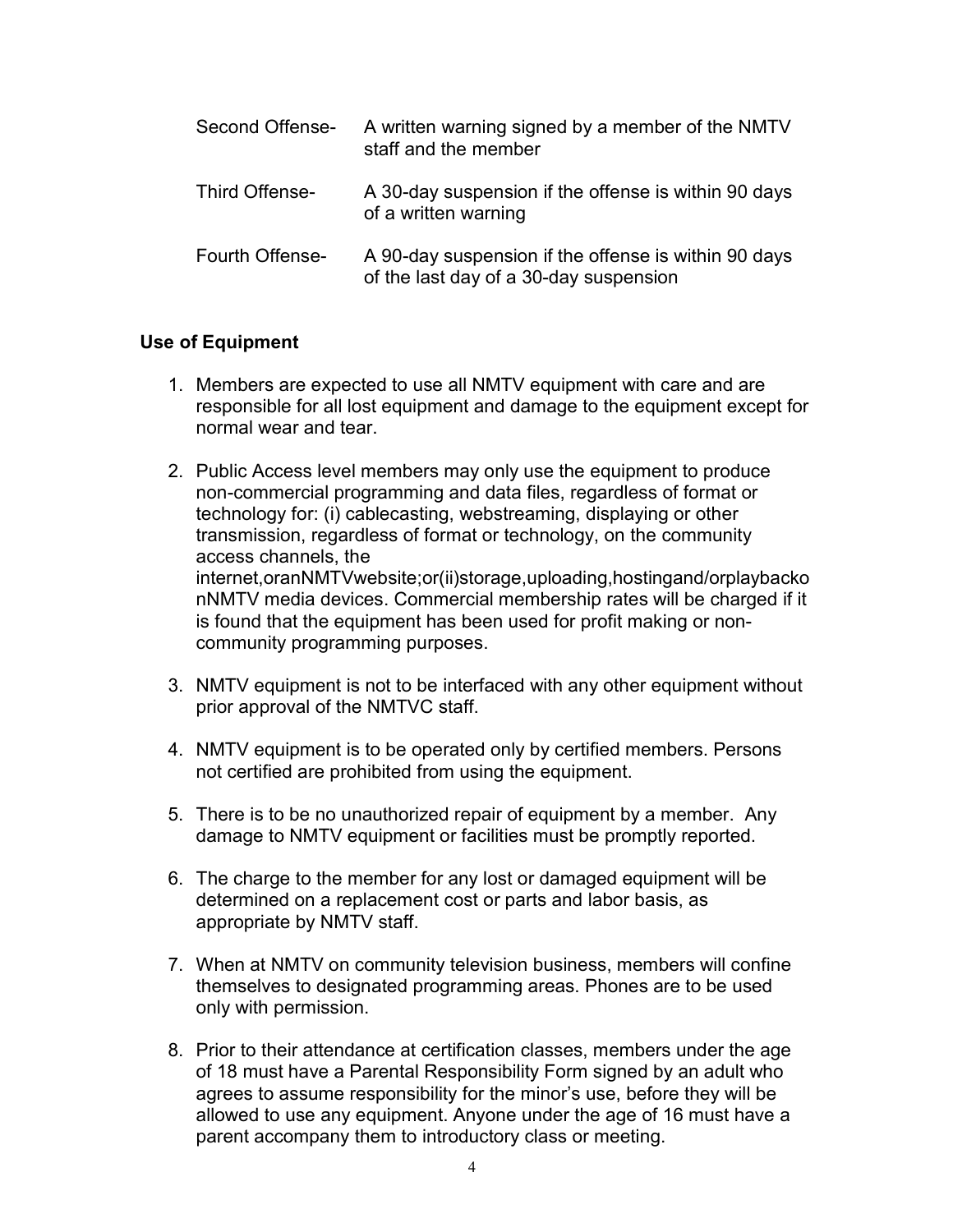| | |
|---|---|
| Second Offense- | A written warning signed by a member of the NMTV staff and the member |
| Third Offense- | A 30-day suspension if the offense is within 90 days of a written warning |
| Fourth Offense- | A 90-day suspension if the offense is within 90 days of the last day of a 30-day suspension |

**Use of Equipment**

1. Members are expected to use all NMTV equipment with care and are responsible for all lost equipment and damage to the equipment except for normal wear and tear.
2. Public Access level members may only use the equipment to produce non-commercial programming and data files, regardless of format or technology for: (i) cablecasting, webstreaming, displaying or other transmission, regardless of format or technology, on the community access channels, the internet,oranNMTVwebsite;or(ii)storage,uploading,hostingand/orplaybackonNMTV media devices. Commercial membership rates will be charged if it is found that the equipment has been used for profit making or non-community programming purposes.
3. NMTV equipment is not to be interfaced with any other equipment without prior approval of the NMTVC staff.
4. NMTV equipment is to be operated only by certified members. Persons not certified are prohibited from using the equipment.
5. There is to be no unauthorized repair of equipment by a member. Any damage to NMTV equipment or facilities must be promptly reported.
6. The charge to the member for any lost or damaged equipment will be determined on a replacement cost or parts and labor basis, as appropriate by NMTV staff.
7. When at NMTV on community television business, members will confine themselves to designated programming areas. Phones are to be used only with permission.
8. Prior to their attendance at certification classes, members under the age of 18 must have a Parental Responsibility Form signed by an adult who agrees to assume responsibility for the minor's use, before they will be allowed to use any equipment. Anyone under the age of 16 must have a parent accompany them to introductory class or meeting.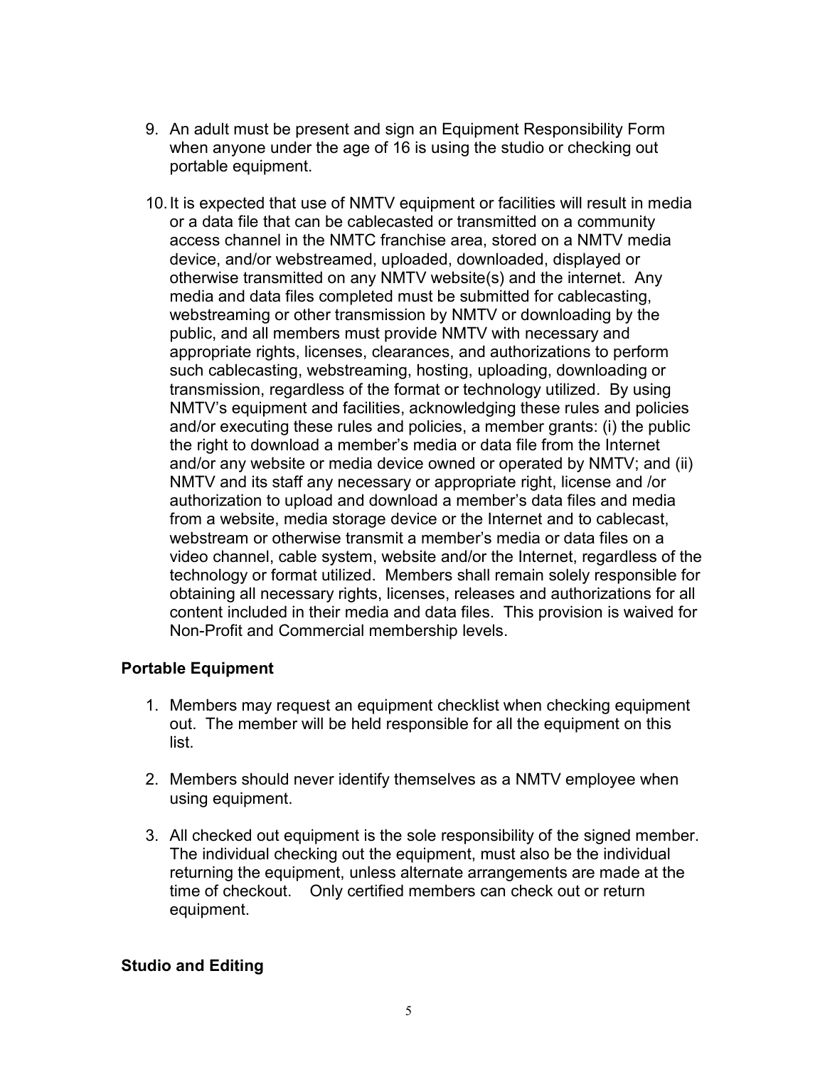9. An adult must be present and sign an Equipment Responsibility Form when anyone under the age of 16 is using the studio or checking out portable equipment.

10. It is expected that use of NMTV equipment or facilities will result in media or a data file that can be cablecasted or transmitted on a community access channel in the NMTC franchise area, stored on a NMTV media device, and/or webstreamed, uploaded, downloaded, displayed or otherwise transmitted on any NMTV website(s) and the internet. Any media and data files completed must be submitted for cablecasting, webstreaming or other transmission by NMTV or downloading by the public, and all members must provide NMTV with necessary and appropriate rights, licenses, clearances, and authorizations to perform such cablecasting, webstreaming, hosting, uploading, downloading or transmission, regardless of the format or technology utilized. By using NMTV's equipment and facilities, acknowledging these rules and policies and/or executing these rules and policies, a member grants: (i) the public the right to download a member's media or data file from the Internet and/or any website or media device owned or operated by NMTV; and (ii) NMTV and its staff any necessary or appropriate right, license and /or authorization to upload and download a member's data files and media from a website, media storage device or the Internet and to cablecast, webstream or otherwise transmit a member's media or data files on a video channel, cable system, website and/or the Internet, regardless of the technology or format utilized. Members shall remain solely responsible for obtaining all necessary rights, licenses, releases and authorizations for all content included in their media and data files. This provision is waived for Non-Profit and Commercial membership levels.

## Portable Equipment

1. Members may request an equipment checklist when checking equipment out. The member will be held responsible for all the equipment on this list.

2. Members should never identify themselves as a NMTV employee when using equipment.

3. All checked out equipment is the sole responsibility of the signed member. The individual checking out the equipment, must also be the individual returning the equipment, unless alternate arrangements are made at the time of checkout. Only certified members can check out or return equipment.

## Studio and Editing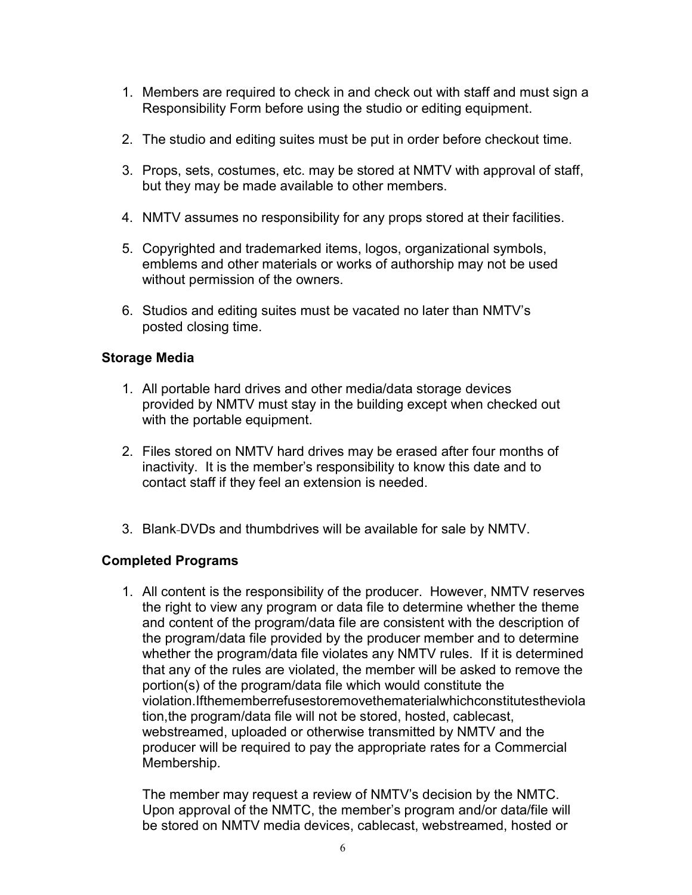1. Members are required to check in and check out with staff and must sign a Responsibility Form before using the studio or editing equipment.

2. The studio and editing suites must be put in order before checkout time.

3. Props, sets, costumes, etc. may be stored at NMTV with approval of staff, but they may be made available to other members.

4. NMTV assumes no responsibility for any props stored at their facilities.

5. Copyrighted and trademarked items, logos, organizational symbols, emblems and other materials or works of authorship may not be used without permission of the owners.

6. Studios and editing suites must be vacated no later than NMTV's posted closing time.

**Storage Media**

1. All portable hard drives and other media/data storage devices provided by NMTV must stay in the building except when checked out with the portable equipment.

2. Files stored on NMTV hard drives may be erased after four months of inactivity. It is the member's responsibility to know this date and to contact staff if they feel an extension is needed.

3. Blank-DVDs and thumbdrives will be available for sale by NMTV.

**Completed Programs**

1. All content is the responsibility of the producer. However, NMTV reserves the right to view any program or data file to determine whether the theme and content of the program/data file are consistent with the description of the program/data file provided by the producer member and to determine whether the program/data file violates any NMTV rules. If it is determined that any of the rules are violated, the member will be asked to remove the portion(s) of the program/data file which would constitute the violation.Ifthememberrefusestoremovethematerialwhichconstitutestheviolation,the program/data file will not be stored, hosted, cablecast, webstreamed, uploaded or otherwise transmitted by NMTV and the producer will be required to pay the appropriate rates for a Commercial Membership.

   The member may request a review of NMTV's decision by the NMTC. Upon approval of the NMTC, the member's program and/or data/file will be stored on NMTV media devices, cablecast, webstreamed, hosted or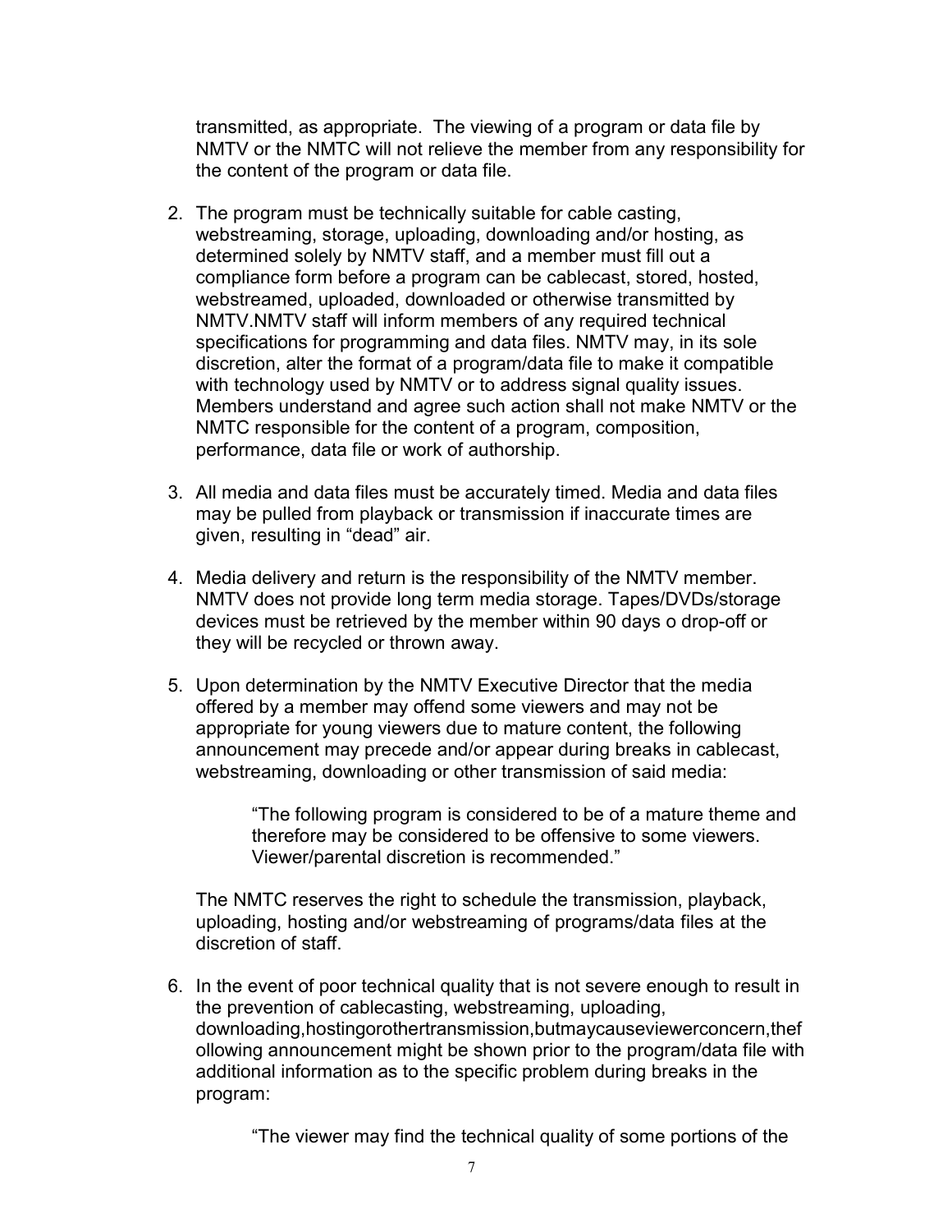transmitted, as appropriate. The viewing of a program or data file by NMTV or the NMTC will not relieve the member from any responsibility for the content of the program or data file.

2. The program must be technically suitable for cable casting, webstreaming, storage, uploading, downloading and/or hosting, as determined solely by NMTV staff, and a member must fill out a compliance form before a program can be cablecast, stored, hosted, webstreamed, uploaded, downloaded or otherwise transmitted by NMTV.NMTV staff will inform members of any required technical specifications for programming and data files. NMTV may, in its sole discretion, alter the format of a program/data file to make it compatible with technology used by NMTV or to address signal quality issues. Members understand and agree such action shall not make NMTV or the NMTC responsible for the content of a program, composition, performance, data file or work of authorship.

3. All media and data files must be accurately timed. Media and data files may be pulled from playback or transmission if inaccurate times are given, resulting in "dead" air.

4. Media delivery and return is the responsibility of the NMTV member. NMTV does not provide long term media storage. Tapes/DVDs/storage devices must be retrieved by the member within 90 days o drop-off or they will be recycled or thrown away.

5. Upon determination by the NMTV Executive Director that the media offered by a member may offend some viewers and may not be appropriate for young viewers due to mature content, the following announcement may precede and/or appear during breaks in cablecast, webstreaming, downloading or other transmission of said media:

   > "The following program is considered to be of a mature theme and therefore may be considered to be offensive to some viewers. Viewer/parental discretion is recommended."

   The NMTC reserves the right to schedule the transmission, playback, uploading, hosting and/or webstreaming of programs/data files at the discretion of staff.

6. In the event of poor technical quality that is not severe enough to result in the prevention of cablecasting, webstreaming, uploading, downloading,hostingorothertransmission,butmaycauseviewerconcern,thef ollowing announcement might be shown prior to the program/data file with additional information as to the specific problem during breaks in the program:

   > "The viewer may find the technical quality of some portions of the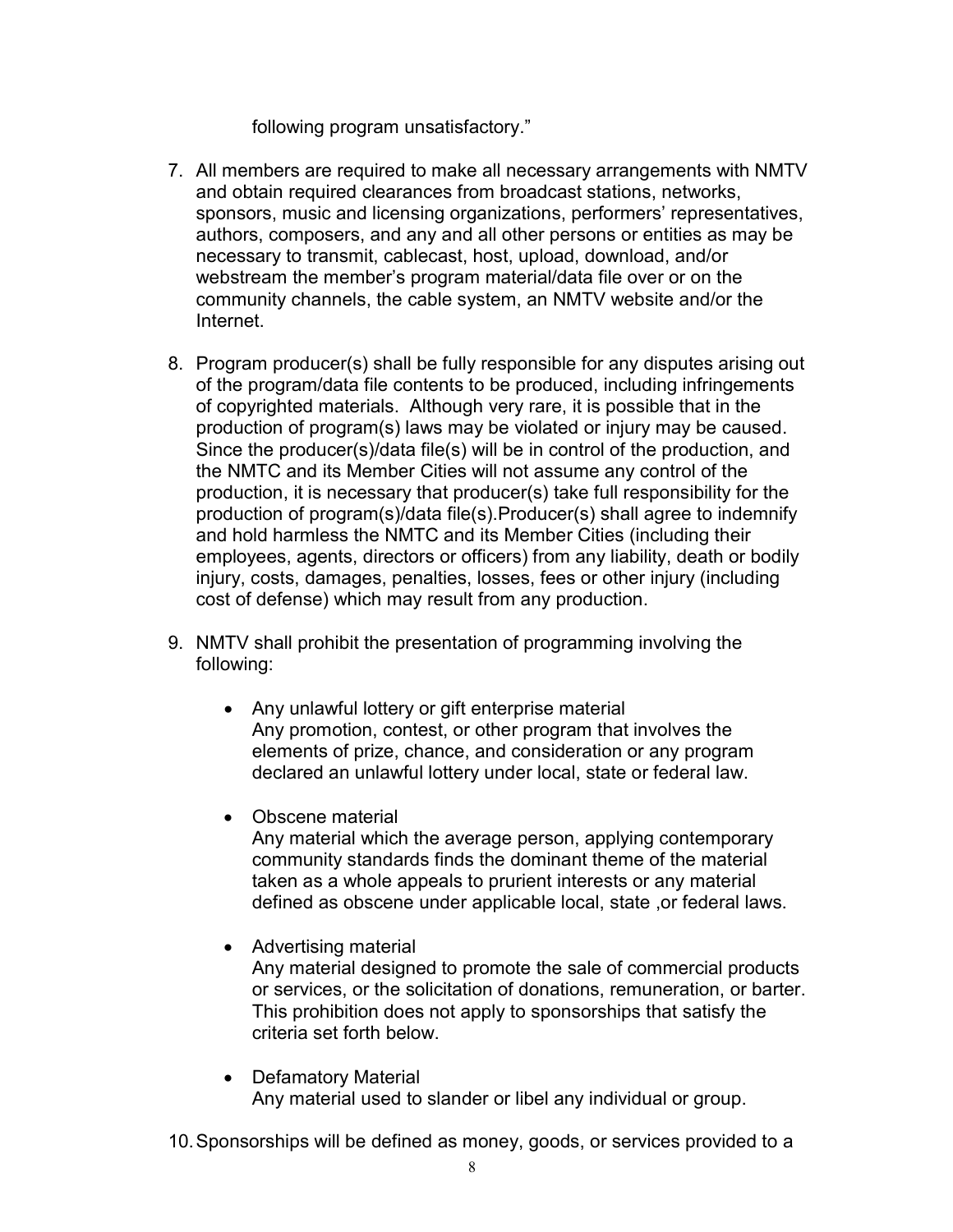following program unsatisfactory."

7. All members are required to make all necessary arrangements with NMTV and obtain required clearances from broadcast stations, networks, sponsors, music and licensing organizations, performers' representatives, authors, composers, and any and all other persons or entities as may be necessary to transmit, cablecast, host, upload, download, and/or webstream the member's program material/data file over or on the community channels, the cable system, an NMTV website and/or the Internet.

8. Program producer(s) shall be fully responsible for any disputes arising out of the program/data file contents to be produced, including infringements of copyrighted materials. Although very rare, it is possible that in the production of program(s) laws may be violated or injury may be caused. Since the producer(s)/data file(s) will be in control of the production, and the NMTC and its Member Cities will not assume any control of the production, it is necessary that producer(s) take full responsibility for the production of program(s)/data file(s).Producer(s) shall agree to indemnify and hold harmless the NMTC and its Member Cities (including their employees, agents, directors or officers) from any liability, death or bodily injury, costs, damages, penalties, losses, fees or other injury (including cost of defense) which may result from any production.

9. NMTV shall prohibit the presentation of programming involving the following:

   - Any unlawful lottery or gift enterprise material
     Any promotion, contest, or other program that involves the elements of prize, chance, and consideration or any program declared an unlawful lottery under local, state or federal law.

   - Obscene material
     Any material which the average person, applying contemporary community standards finds the dominant theme of the material taken as a whole appeals to prurient interests or any material defined as obscene under applicable local, state ,or federal laws.

   - Advertising material
     Any material designed to promote the sale of commercial products or services, or the solicitation of donations, remuneration, or barter. This prohibition does not apply to sponsorships that satisfy the criteria set forth below.

   - Defamatory Material
     Any material used to slander or libel any individual or group.

10. Sponsorships will be defined as money, goods, or services provided to a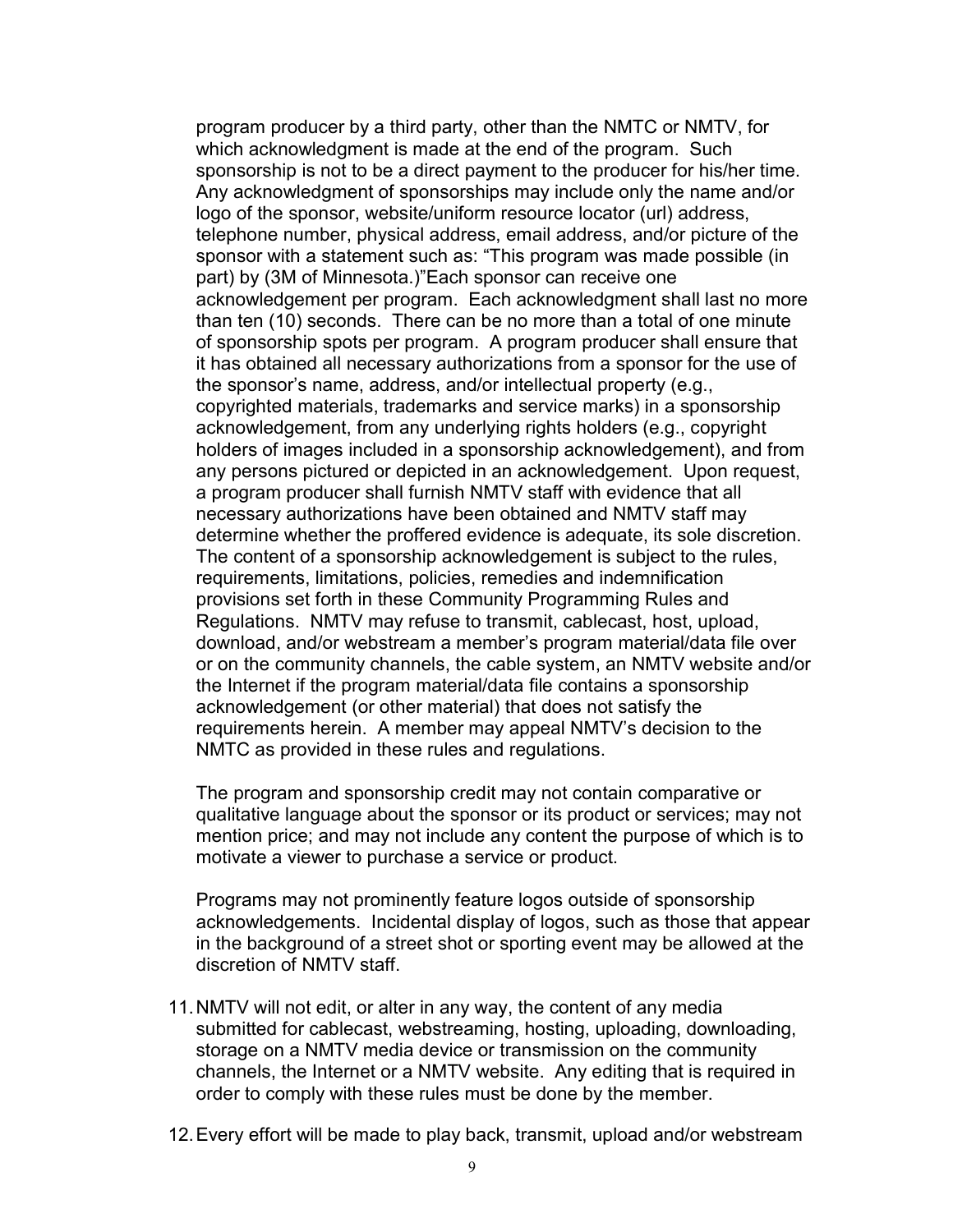program producer by a third party, other than the NMTC or NMTV, for which acknowledgment is made at the end of the program. Such sponsorship is not to be a direct payment to the producer for his/her time. Any acknowledgment of sponsorships may include only the name and/or logo of the sponsor, website/uniform resource locator (url) address, telephone number, physical address, email address, and/or picture of the sponsor with a statement such as: "This program was made possible (in part) by (3M of Minnesota.)"Each sponsor can receive one acknowledgement per program. Each acknowledgment shall last no more than ten (10) seconds. There can be no more than a total of one minute of sponsorship spots per program. A program producer shall ensure that it has obtained all necessary authorizations from a sponsor for the use of the sponsor's name, address, and/or intellectual property (e.g., copyrighted materials, trademarks and service marks) in a sponsorship acknowledgement, from any underlying rights holders (e.g., copyright holders of images included in a sponsorship acknowledgement), and from any persons pictured or depicted in an acknowledgement. Upon request, a program producer shall furnish NMTV staff with evidence that all necessary authorizations have been obtained and NMTV staff may determine whether the proffered evidence is adequate, its sole discretion. The content of a sponsorship acknowledgement is subject to the rules, requirements, limitations, policies, remedies and indemnification provisions set forth in these Community Programming Rules and Regulations. NMTV may refuse to transmit, cablecast, host, upload, download, and/or webstream a member's program material/data file over or on the community channels, the cable system, an NMTV website and/or the Internet if the program material/data file contains a sponsorship acknowledgement (or other material) that does not satisfy the requirements herein. A member may appeal NMTV's decision to the NMTC as provided in these rules and regulations.

The program and sponsorship credit may not contain comparative or qualitative language about the sponsor or its product or services; may not mention price; and may not include any content the purpose of which is to motivate a viewer to purchase a service or product.

Programs may not prominently feature logos outside of sponsorship acknowledgements. Incidental display of logos, such as those that appear in the background of a street shot or sporting event may be allowed at the discretion of NMTV staff.

11. NMTV will not edit, or alter in any way, the content of any media submitted for cablecast, webstreaming, hosting, uploading, downloading, storage on a NMTV media device or transmission on the community channels, the Internet or a NMTV website. Any editing that is required in order to comply with these rules must be done by the member.

12. Every effort will be made to play back, transmit, upload and/or webstream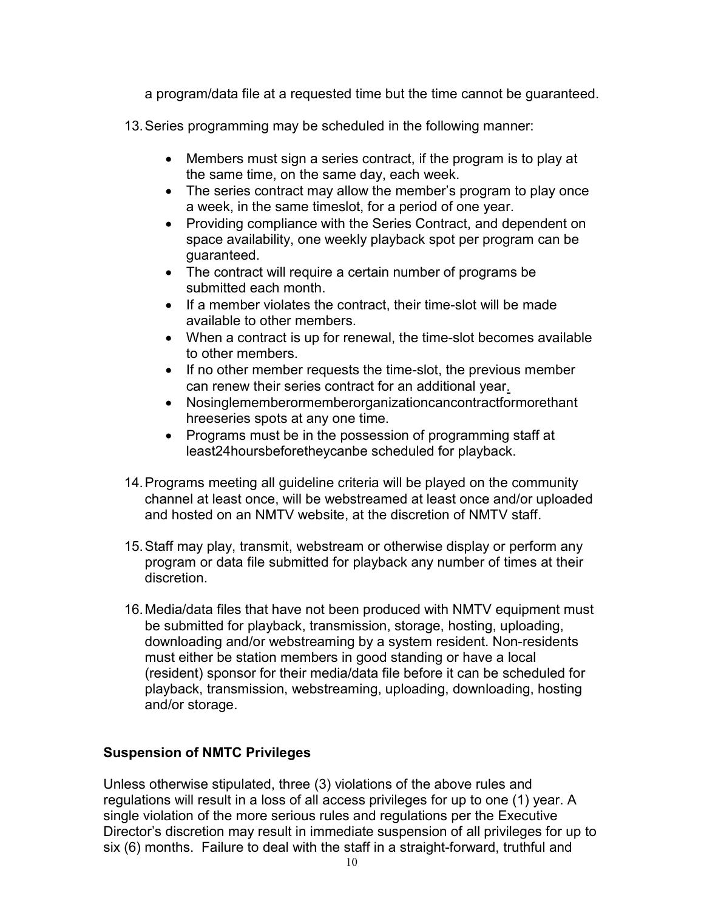a program/data file at a requested time but the time cannot be guaranteed.

13. Series programming may be scheduled in the following manner:

    - Members must sign a series contract, if the program is to play at the same time, on the same day, each week.
    - The series contract may allow the member's program to play once a week, in the same timeslot, for a period of one year.
    - Providing compliance with the Series Contract, and dependent on space availability, one weekly playback spot per program can be guaranteed.
    - The contract will require a certain number of programs be submitted each month.
    - If a member violates the contract, their time-slot will be made available to other members.
    - When a contract is up for renewal, the time-slot becomes available to other members.
    - If no other member requests the time-slot, the previous member can renew their series contract for an additional year.
    - Nosinglememberormemberorganizationcancontractformorethanthreeseries spots at any one time.
    - Programs must be in the possession of programming staff at least24hoursbeforetheycanbe scheduled for playback.

14. Programs meeting all guideline criteria will be played on the community channel at least once, will be webstreamed at least once and/or uploaded and hosted on an NMTV website, at the discretion of NMTV staff.

15. Staff may play, transmit, webstream or otherwise display or perform any program or data file submitted for playback any number of times at their discretion.

16. Media/data files that have not been produced with NMTV equipment must be submitted for playback, transmission, storage, hosting, uploading, downloading and/or webstreaming by a system resident. Non-residents must either be station members in good standing or have a local (resident) sponsor for their media/data file before it can be scheduled for playback, transmission, webstreaming, uploading, downloading, hosting and/or storage.

**Suspension of NMTC Privileges**

Unless otherwise stipulated, three (3) violations of the above rules and regulations will result in a loss of all access privileges for up to one (1) year. A single violation of the more serious rules and regulations per the Executive Director's discretion may result in immediate suspension of all privileges for up to six (6) months. Failure to deal with the staff in a straight-forward, truthful and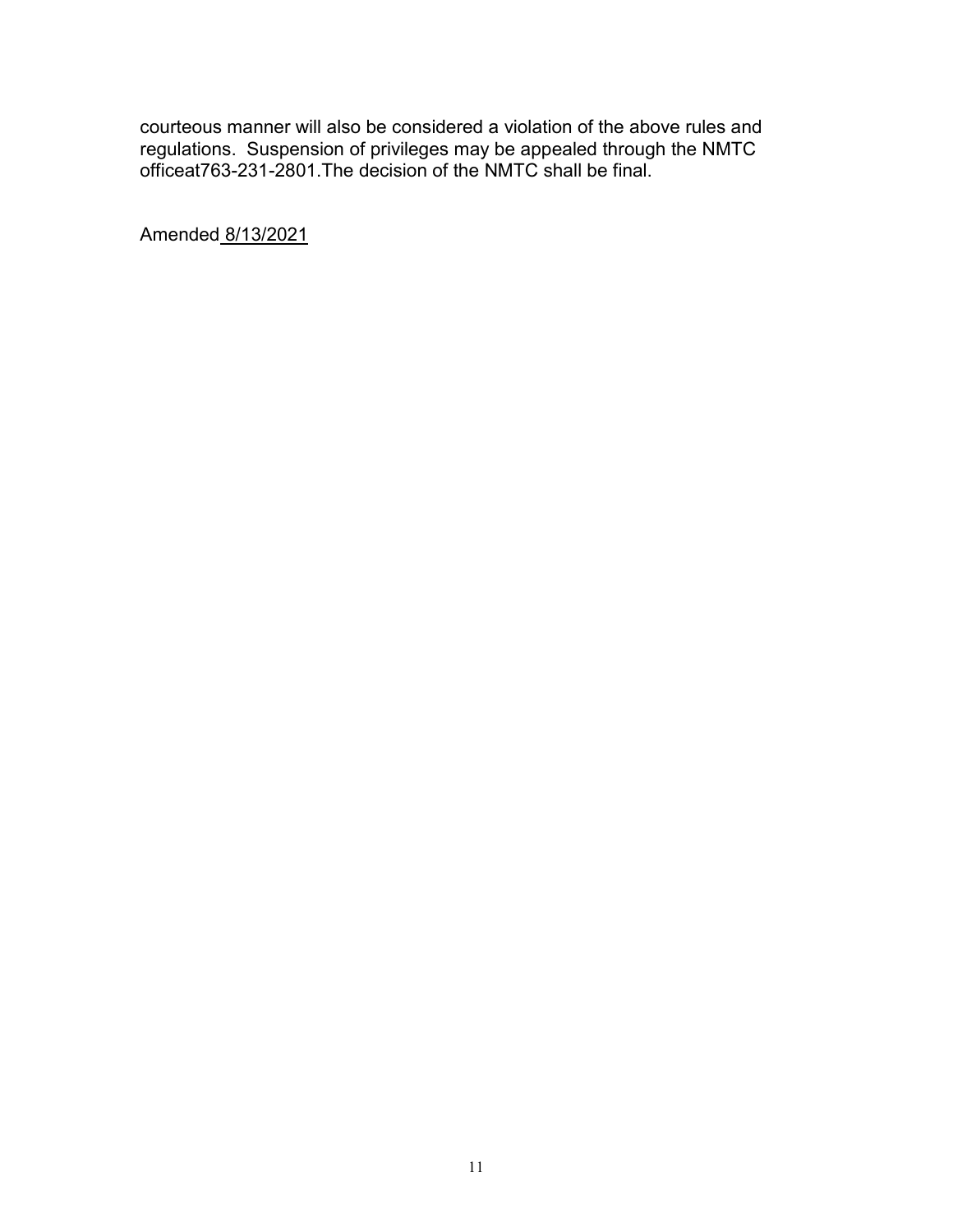courteous manner will also be considered a violation of the above rules and regulations. Suspension of privileges may be appealed through the NMTC officeat763-231-2801.The decision of the NMTC shall be final.

Amended 8/13/2021